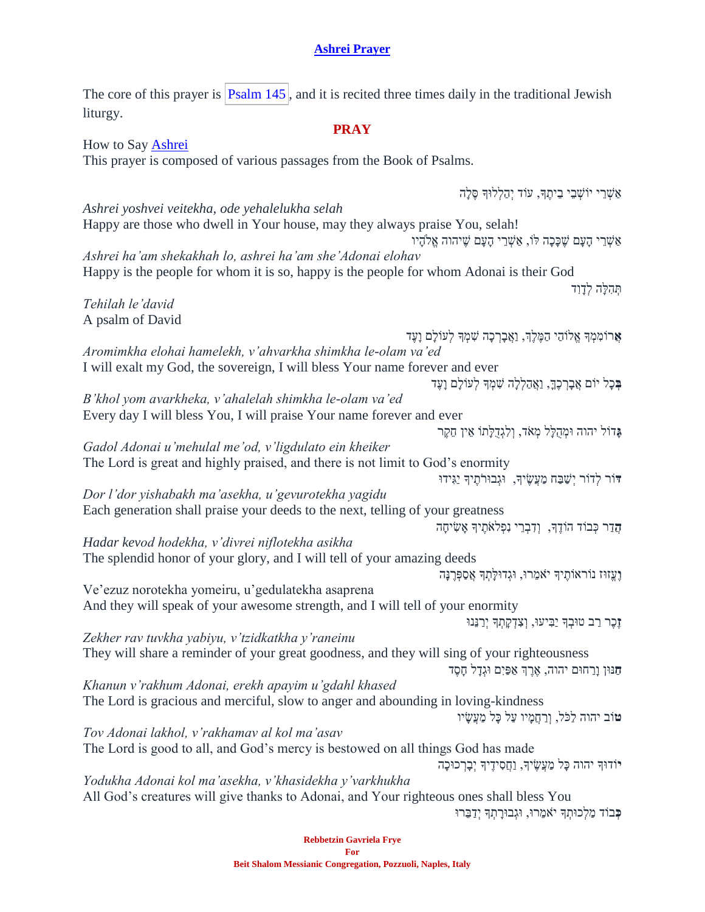# [Ashrei Prayer]

The core of this prayer is Psalm 145, and it is recited three times daily in the traditional Jewish liturgy.

## PRAY

How to Say Ashrei
This prayer is composed of various passages from the Book of Psalms.

אַשְׁרֵי יוֹשְׁבֵי בֵיתֶךָ, עוֹד יְהַלְלוּךָ סֶּלָה
*Ashrei yoshvei veitekha, ode yehalelukha selah*
Happy are those who dwell in Your house, may they always praise You, selah!

אַשְׁרֵי הָעָם שֶׁכָּכָה לּוֹ, אַשְׁרֵי הָעָם שֶׁיהוה אֱלֹהָיו
*Ashrei ha'am shekakhah lo, ashrei ha'am she'Adonai elohav*
Happy is the people for whom it is so, happy is the people for whom Adonai is their God

תְּהִלָּה לְדָוִד
*Tehilah le'david*
A psalm of David

**אֲ**רוֹמִמְךָ אֱלוֹהַי הַמֶּלֶךְ, וַאֲבָרְכָה שִׁמְךָ לְעוֹלָם וָעֶד
*Aromimkha elohai hamelekh, v'ahvarkha shimkha le-olam va'ed*
I will exalt my God, the sovereign, I will bless Your name forever and ever

**בְּ**כָל יוֹם אֲבָרְכֶךָּ, וַאֲהַלְלָה שִׁמְךָ לְעוֹלָם וָעֶד
*B'khol yom avarkheka, v'ahalelah shimkha le-olam va'ed*
Every day I will bless You, I will praise Your name forever and ever

**גָּ**דוֹל יהוה וּמְהֻלָּל מְאֹד, וְלִגְדֻלָּתוֹ אֵין חֵקֶר
*Gadol Adonai u'mehulal me'od, v'ligdulato ein kheiker*
The Lord is great and highly praised, and there is not limit to God's enormity

**דּ**וֹר לְדוֹר יְשַׁבַּח מַעֲשֶׂיךָ, וּגְבוּרֹתֶיךָ יַגִּידוּ
*Dor l'dor yishabakh ma'asekha, u'gevurotekha yagidu*
Each generation shall praise your deeds to the next, telling of your greatness

**הֲ**דַר כְּבוֹד הוֹדֶךָ, וְדִבְרֵי נִפְלְאֹתֶיךָ אָשִׂיחָה
*Hadar kevod hodekha, v'divrei niflotekha asikha*
The splendid honor of your glory, and I will tell of your amazing deeds

**וֶ**עֱזוּז נוֹרְאוֹתֶיךָ יֹאמֵרוּ, וּגְדוּלָּתְךָ אֲסַפְּרֶנָּה
Ve'ezuz norotekha yomeiru, u'gedulatekha asaprena
And they will speak of your awesome strength, and I will tell of your enormity

**זֵ**כֶר רַב טוּבְךָ יַבִּיעוּ, וְצִדְקָתְךָ יְרַנֵּנוּ
*Zekher rav tuvkha yabiyu, v'tzidkatkha y'raneinu*
They will share a reminder of your great goodness, and they will sing of your righteousness

**חַ**נּוּן וְרַחוּם יהוה, אֶרֶךְ אַפַּיִם וּגְדָל חָסֶד
*Khanun v'rakhum Adonai, erekh apayim u'gdahl khased*
The Lord is gracious and merciful, slow to anger and abounding in loving-kindness

**ט**וֹב יהוה לַכֹּל, וְרַחֲמָיו עַל כָּל מַעֲשָׂיו
*Tov Adonai lakhol, v'rakhamav al kol ma'asav*
The Lord is good to all, and God's mercy is bestowed on all things God has made

**י**וֹדוּךָ יהוה כָּל מַעֲשֶׂיךָ, וַחֲסִידֶיךָ יְבָרְכוּכָה
*Yodukha Adonai kol ma'asekha, v'khasidekha y'varkhukha*
All God's creatures will give thanks to Adonai, and Your righteous ones shall bless You

**כְּ**בוֹד מַלְכוּתְךָ יֹאמֵרוּ, וּגְבוּרָתְךָ יְדַבֵּרוּ

**Rebbetzin Gavriela Frye**
**For**
**Beit Shalom Messianic Congregation, Pozzuoli, Naples, Italy**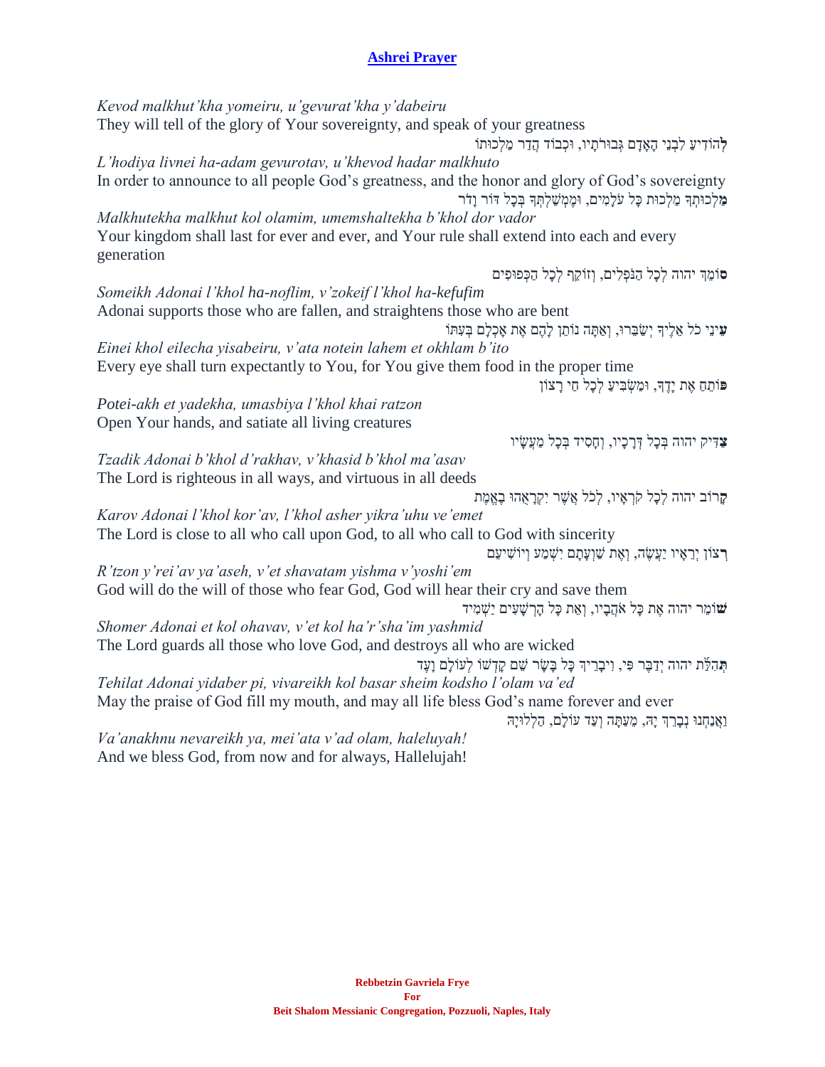## Ashrei Prayer

*Kevod malkhut'kha yomeiru, u'gevurat'kha y'dabeiru*
They will tell of the glory of Your sovereignty, and speak of your greatness

לְהוֹדִיעַ לִבְנֵי הָאָדָם גְּבוּרֹתָיו, וּכְבוֹד הֲדַר מַלְכוּתוֹ

*L'hodiya livnei ha-adam gevurotav, u'khevod hadar malkhuto*
In order to announce to all people God's greatness, and the honor and glory of God's sovereignty

מַלְכוּתְךָ מַלְכוּת כָּל עֹלָמִים, וּמֶמְשַׁלְתְּךָ בְּכָל דּוֹר וָדֹר

*Malkhutekha malkhut kol olamim, umemshaltekha b'khol dor vador*
Your kingdom shall last for ever and ever, and Your rule shall extend into each and every generation

סוֹמֵךְ יהוה לְכָל הַנֹּפְלִים, וְזוֹקֵף לְכָל הַכְּפוּפִים

*Someikh Adonai l'khol ha-noflim, v'zokeif l'khol ha-kefufim*
Adonai supports those who are fallen, and straightens those who are bent

עֵינֵי כֹל אֵלֶיךָ יְשַׂבֵּרוּ, וְאַתָּה נוֹתֵן לָהֶם אֶת אָכְלָם בְּעִתּוֹ

*Einei khol eilecha yisabeiru, v'ata notein lahem et okhlam b'ito*
Every eye shall turn expectantly to You, for You give them food in the proper time

פּוֹתֵחַ אֶת יָדֶךָ, וּמַשְׂבִּיעַ לְכָל חַי רָצוֹן

*Potei-akh et yadekha, umasbiya l'khol khai ratzon*
Open Your hands, and satiate all living creatures

צַדִּיק יהוה בְּכָל דְּרָכָיו, וְחָסִיד בְּכָל מַעֲשָׂיו

*Tzadik Adonai b'khol d'rakhav, v'khasid b'khol ma'asav*
The Lord is righteous in all ways, and virtuous in all deeds

קָרוֹב יהוה לְכָל קֹרְאָיו, לְכֹל אֲשֶׁר יִקְרָאֻהוּ בֶאֱמֶת

*Karov Adonai l'khol kor'av, l'khol asher yikra'uhu ve'emet*
The Lord is close to all who call upon God, to all who call to God with sincerity

רְצוֹן יְרֵאָיו יַעֲשֶׂה, וְאֶת שַׁוְעָתָם יִשְׁמַע וְיוֹשִׁיעֵם

*R'tzon y'rei'av ya'aseh, v'et shavatam yishma v'yoshi'em*
God will do the will of those who fear God, God will hear their cry and save them

שׁוֹמֵר יהוה אֶת כָּל אֹהֲבָיו, וְאֵת כָּל הָרְשָׁעִים יַשְׁמִיד

*Shomer Adonai et kol ohavav, v'et kol ha'r'sha'im yashmid*
The Lord guards all those who love God, and destroys all who are wicked

תְּהִלַּת יהוה יְדַבֶּר פִּי, וִיבָרֵךְ כָּל בָּשָׂר שֵׁם קָדְשׁוֹ לְעוֹלָם וָעֶד

*Tehilat Adonai yidaber pi, vivareikh kol basar sheim kodsho l'olam va'ed*
May the praise of God fill my mouth, and may all life bless God's name forever and ever

וַאֲנַחְנוּ נְבָרֵךְ יָהּ, מֵעַתָּה וְעַד עוֹלָם, הַלְלוּיָהּ

*Va'anakhnu nevareikh ya, mei'ata v'ad olam, haleluyah!*
And we bless God, from now and for always, Hallelujah!

**Rebbetzin Gavriela Frye**
**For**
**Beit Shalom Messianic Congregation, Pozzuoli, Naples, Italy**